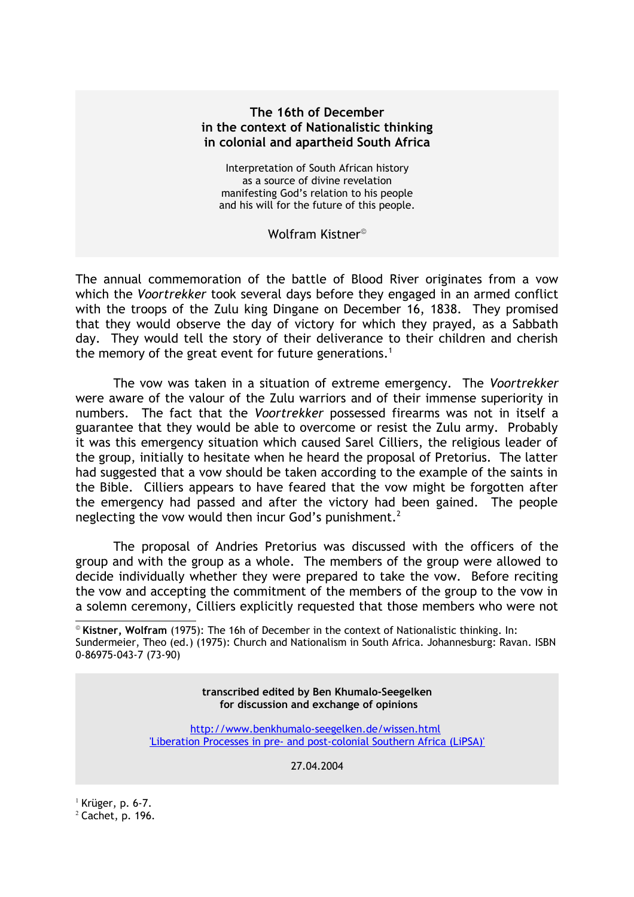# The 16th of December in the context of Nationalistic thinking in colonial and apartheid South Africa

Interpretation of South African history
as a source of divine revelation
manifesting God's relation to his people
and his will for the future of this people.

Wolfram Kistner©

The annual commemoration of the battle of Blood River originates from a vow which the *Voortrekker* took several days before they engaged in an armed conflict with the troops of the Zulu king Dingane on December 16, 1838. They promised that they would observe the day of victory for which they prayed, as a Sabbath day. They would tell the story of their deliverance to their children and cherish the memory of the great event for future generations.[1]

The vow was taken in a situation of extreme emergency. The *Voortrekker* were aware of the valour of the Zulu warriors and of their immense superiority in numbers. The fact that the *Voortrekker* possessed firearms was not in itself a guarantee that they would be able to overcome or resist the Zulu army. Probably it was this emergency situation which caused Sarel Cilliers, the religious leader of the group, initially to hesitate when he heard the proposal of Pretorius. The latter had suggested that a vow should be taken according to the example of the saints in the Bible. Cilliers appears to have feared that the vow might be forgotten after the emergency had passed and after the victory had been gained. The people neglecting the vow would then incur God's punishment.[2]

The proposal of Andries Pretorius was discussed with the officers of the group and with the group as a whole. The members of the group were allowed to decide individually whether they were prepared to take the vow. Before reciting the vow and accepting the commitment of the members of the group to the vow in a solemn ceremony, Cilliers explicitly requested that those members who were not

© **Kistner, Wolfram** (1975): The 16h of December in the context of Nationalistic thinking. In: Sundermeier, Theo (ed.) (1975): Church and Nationalism in South Africa. Johannesburg: Ravan. ISBN 0-86975-043-7 (73-90)

**transcribed edited by Ben Khumalo-Seegelken**
**for discussion and exchange of opinions**

http://www.benkhumalo-seegelken.de/wissen.html
'Liberation Processes in pre- and post-colonial Southern Africa (LiPSA)'

27.04.2004

[1] Krüger, p. 6-7.
[2] Cachet, p. 196.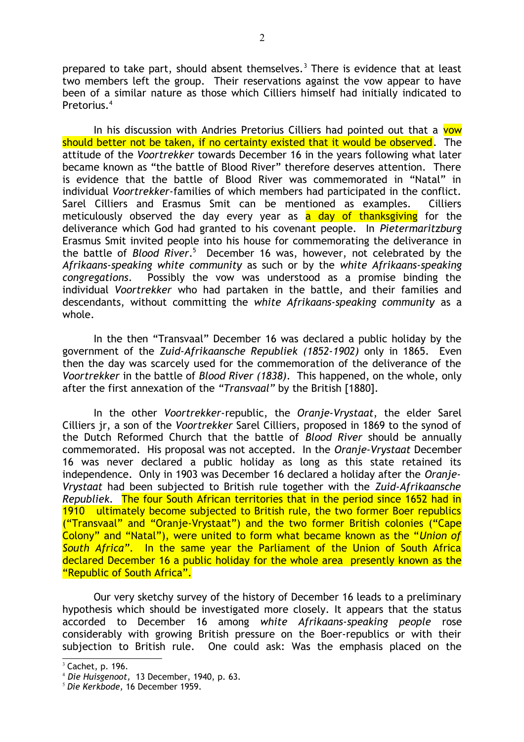prepared to take part, should absent themselves.[3] There is evidence that at least two members left the group. Their reservations against the vow appear to have been of a similar nature as those which Cilliers himself had initially indicated to Pretorius.[4]

In his discussion with Andries Pretorius Cilliers had pointed out that a vow should better not be taken, if no certainty existed that it would be observed. The attitude of the *Voortrekker* towards December 16 in the years following what later became known as "the battle of Blood River" therefore deserves attention. There is evidence that the battle of Blood River was commemorated in "Natal" in individual *Voortrekker*-families of which members had participated in the conflict. Sarel Cilliers and Erasmus Smit can be mentioned as examples. Cilliers meticulously observed the day every year as a day of thanksgiving for the deliverance which God had granted to his covenant people. In *Pietermaritzburg* Erasmus Smit invited people into his house for commemorating the deliverance in the battle of *Blood River*.[5] December 16 was, however, not celebrated by the *Afrikaans-speaking white community* as such or by the *white Afrikaans-speaking congregations*. Possibly the vow was understood as a promise binding the individual *Voortrekker* who had partaken in the battle, and their families and descendants, without committing the *white Afrikaans-speaking community* as a whole.

In the then "Transvaal" December 16 was declared a public holiday by the government of the *Zuid-Afrikaansche Republiek (1852-1902)* only in 1865. Even then the day was scarcely used for the commemoration of the deliverance of the *Voortrekker* in the battle of *Blood River (1838)*. This happened, on the whole, only after the first annexation of the *"Transvaal"* by the British [1880].

In the other *Voortrekker*-republic, the *Oranje-Vrystaat*, the elder Sarel Cilliers jr, a son of the *Voortrekker* Sarel Cilliers, proposed in 1869 to the synod of the Dutch Reformed Church that the battle of *Blood River* should be annually commemorated. His proposal was not accepted. In the *Oranje-Vrystaat* December 16 was never declared a public holiday as long as this state retained its independence. Only in 1903 was December 16 declared a holiday after the *Oranje-Vrystaat* had been subjected to British rule together with the *Zuid-Afrikaansche Republiek*. The four South African territories that in the period since 1652 had in 1910 ultimately become subjected to British rule, the two former Boer republics ("Transvaal" and "Oranje-Vrystaat") and the two former British colonies ("Cape Colony" and "Natal"), were united to form what became known as the "*Union of South Africa*". In the same year the Parliament of the Union of South Africa declared December 16 a public holiday for the whole area presently known as the "Republic of South Africa".

Our very sketchy survey of the history of December 16 leads to a preliminary hypothesis which should be investigated more closely. It appears that the status accorded to December 16 among *white Afrikaans-speaking people* rose considerably with growing British pressure on the Boer-republics or with their subjection to British rule. One could ask: Was the emphasis placed on the

[3] Cachet, p. 196.

[4] *Die Huisgenoot,* 13 December, 1940, p. 63.

[5] *Die Kerkbode,* 16 December 1959.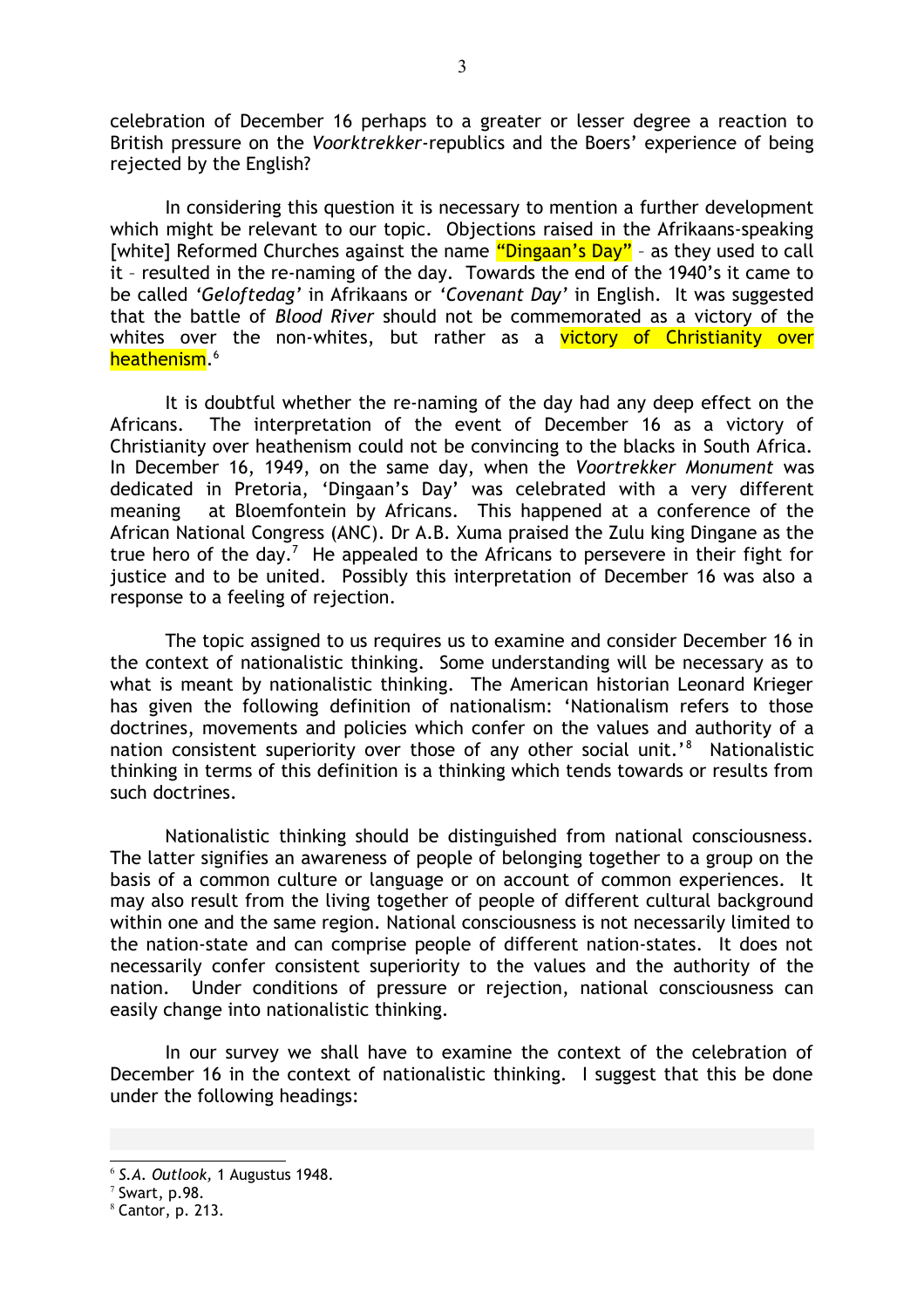celebration of December 16 perhaps to a greater or lesser degree a reaction to British pressure on the *Voorktrekker*-republics and the Boers' experience of being rejected by the English?

In considering this question it is necessary to mention a further development which might be relevant to our topic. Objections raised in the Afrikaans-speaking [white] Reformed Churches against the name "Dingaan's Day" – as they used to call it – resulted in the re-naming of the day. Towards the end of the 1940's it came to be called *'Geloftedag'* in Afrikaans or *'Covenant Day'* in English. It was suggested that the battle of *Blood River* should not be commemorated as a victory of the whites over the non-whites, but rather as a victory of Christianity over heathenism.[6]

It is doubtful whether the re-naming of the day had any deep effect on the Africans. The interpretation of the event of December 16 as a victory of Christianity over heathenism could not be convincing to the blacks in South Africa. In December 16, 1949, on the same day, when the *Voortrekker Monument* was dedicated in Pretoria, 'Dingaan's Day' was celebrated with a very different meaning at Bloemfontein by Africans. This happened at a conference of the African National Congress (ANC). Dr A.B. Xuma praised the Zulu king Dingane as the true hero of the day.[7] He appealed to the Africans to persevere in their fight for justice and to be united. Possibly this interpretation of December 16 was also a response to a feeling of rejection.

The topic assigned to us requires us to examine and consider December 16 in the context of nationalistic thinking. Some understanding will be necessary as to what is meant by nationalistic thinking. The American historian Leonard Krieger has given the following definition of nationalism: 'Nationalism refers to those doctrines, movements and policies which confer on the values and authority of a nation consistent superiority over those of any other social unit.'[8] Nationalistic thinking in terms of this definition is a thinking which tends towards or results from such doctrines.

Nationalistic thinking should be distinguished from national consciousness. The latter signifies an awareness of people of belonging together to a group on the basis of a common culture or language or on account of common experiences. It may also result from the living together of people of different cultural background within one and the same region. National consciousness is not necessarily limited to the nation-state and can comprise people of different nation-states. It does not necessarily confer consistent superiority to the values and the authority of the nation. Under conditions of pressure or rejection, national consciousness can easily change into nationalistic thinking.

In our survey we shall have to examine the context of the celebration of December 16 in the context of nationalistic thinking. I suggest that this be done under the following headings:

---

[6] *S.A. Outlook,* 1 Augustus 1948.

[7] Swart, p.98.

[8] Cantor, p. 213.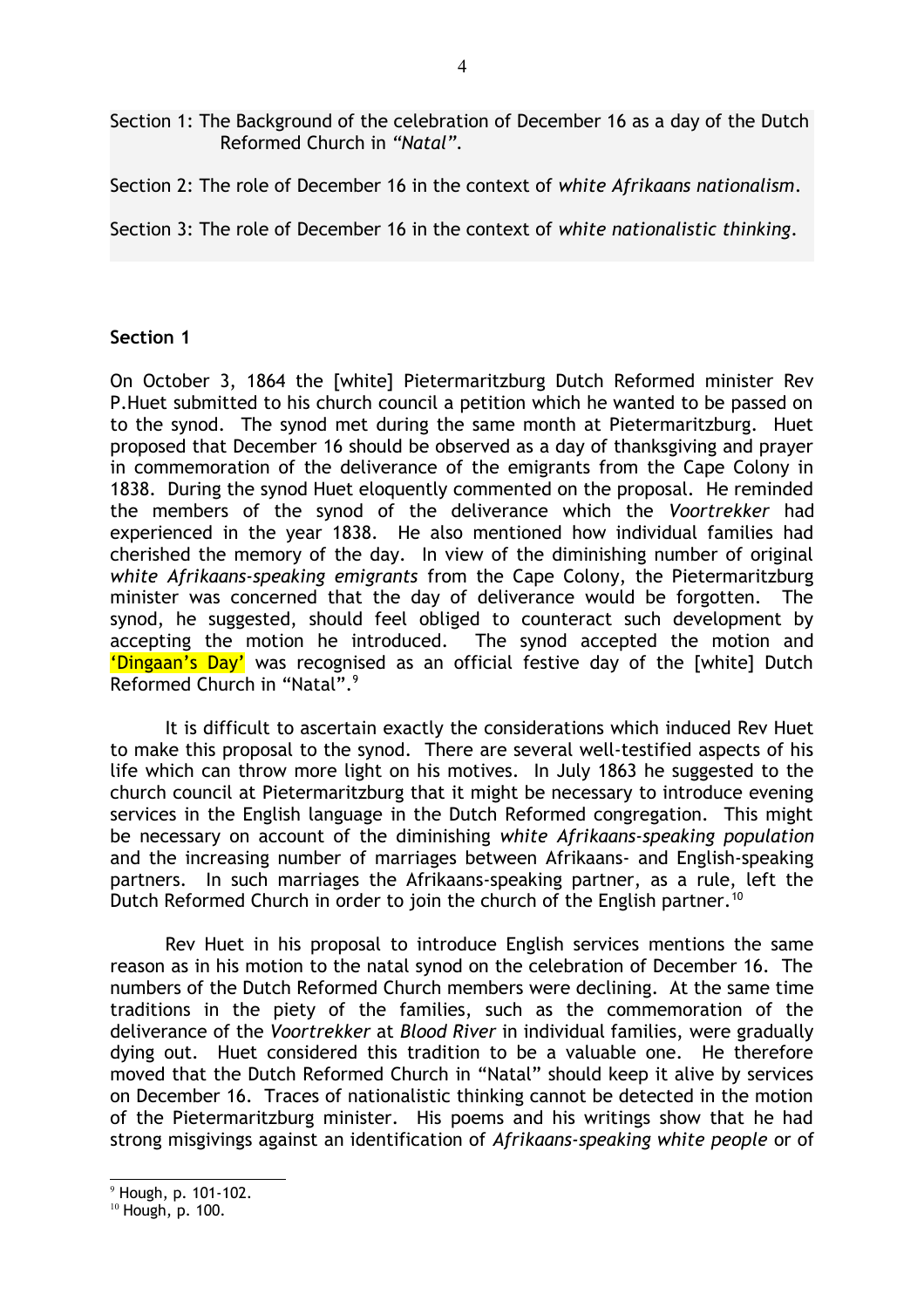Section 1: The Background of the celebration of December 16 as a day of the Dutch Reformed Church in *"Natal"*.

Section 2: The role of December 16 in the context of *white Afrikaans nationalism*.

Section 3: The role of December 16 in the context of *white nationalistic thinking*.

**Section 1**

On October 3, 1864 the [white] Pietermaritzburg Dutch Reformed minister Rev P.Huet submitted to his church council a petition which he wanted to be passed on to the synod. The synod met during the same month at Pietermaritzburg. Huet proposed that December 16 should be observed as a day of thanksgiving and prayer in commemoration of the deliverance of the emigrants from the Cape Colony in 1838. During the synod Huet eloquently commented on the proposal. He reminded the members of the synod of the deliverance which the *Voortrekker* had experienced in the year 1838. He also mentioned how individual families had cherished the memory of the day. In view of the diminishing number of original *white Afrikaans-speaking emigrants* from the Cape Colony, the Pietermaritzburg minister was concerned that the day of deliverance would be forgotten. The synod, he suggested, should feel obliged to counteract such development by accepting the motion he introduced. The synod accepted the motion and 'Dingaan's Day' was recognised as an official festive day of the [white] Dutch Reformed Church in "Natal".[9]

It is difficult to ascertain exactly the considerations which induced Rev Huet to make this proposal to the synod. There are several well-testified aspects of his life which can throw more light on his motives. In July 1863 he suggested to the church council at Pietermaritzburg that it might be necessary to introduce evening services in the English language in the Dutch Reformed congregation. This might be necessary on account of the diminishing *white Afrikaans-speaking population* and the increasing number of marriages between Afrikaans- and English-speaking partners. In such marriages the Afrikaans-speaking partner, as a rule, left the Dutch Reformed Church in order to join the church of the English partner.[10]

Rev Huet in his proposal to introduce English services mentions the same reason as in his motion to the natal synod on the celebration of December 16. The numbers of the Dutch Reformed Church members were declining. At the same time traditions in the piety of the families, such as the commemoration of the deliverance of the *Voortrekker* at *Blood River* in individual families, were gradually dying out. Huet considered this tradition to be a valuable one. He therefore moved that the Dutch Reformed Church in "Natal" should keep it alive by services on December 16. Traces of nationalistic thinking cannot be detected in the motion of the Pietermaritzburg minister. His poems and his writings show that he had strong misgivings against an identification of *Afrikaans-speaking white people* or of

[9] Hough, p. 101-102.

[10] Hough, p. 100.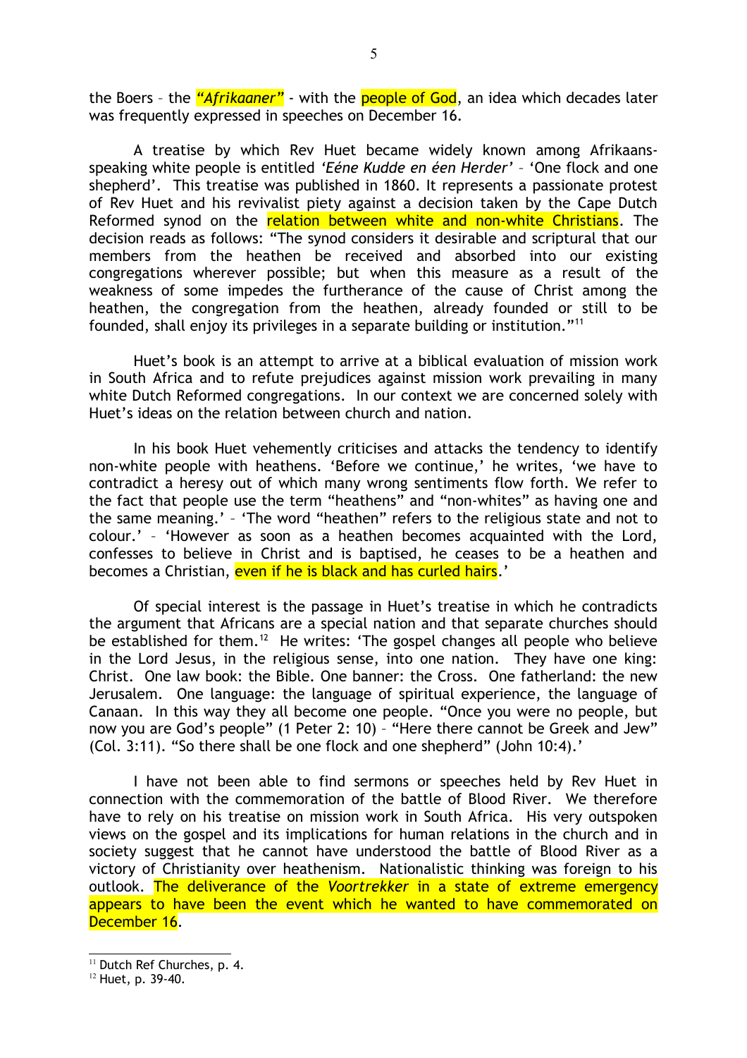the Boers – the *"Afrikaaner"* - with the people of God, an idea which decades later was frequently expressed in speeches on December 16.

A treatise by which Rev Huet became widely known among Afrikaans-speaking white people is entitled *'Eéne Kudde en éen Herder'* – 'One flock and one shepherd'. This treatise was published in 1860. It represents a passionate protest of Rev Huet and his revivalist piety against a decision taken by the Cape Dutch Reformed synod on the relation between white and non-white Christians. The decision reads as follows: "The synod considers it desirable and scriptural that our members from the heathen be received and absorbed into our existing congregations wherever possible; but when this measure as a result of the weakness of some impedes the furtherance of the cause of Christ among the heathen, the congregation from the heathen, already founded or still to be founded, shall enjoy its privileges in a separate building or institution."[11]

Huet's book is an attempt to arrive at a biblical evaluation of mission work in South Africa and to refute prejudices against mission work prevailing in many white Dutch Reformed congregations. In our context we are concerned solely with Huet's ideas on the relation between church and nation.

In his book Huet vehemently criticises and attacks the tendency to identify non-white people with heathens. 'Before we continue,' he writes, 'we have to contradict a heresy out of which many wrong sentiments flow forth. We refer to the fact that people use the term "heathens" and "non-whites" as having one and the same meaning.' – 'The word "heathen" refers to the religious state and not to colour.' – 'However as soon as a heathen becomes acquainted with the Lord, confesses to believe in Christ and is baptised, he ceases to be a heathen and becomes a Christian, even if he is black and has curled hairs.'

Of special interest is the passage in Huet's treatise in which he contradicts the argument that Africans are a special nation and that separate churches should be established for them.[12] He writes: 'The gospel changes all people who believe in the Lord Jesus, in the religious sense, into one nation. They have one king: Christ. One law book: the Bible. One banner: the Cross. One fatherland: the new Jerusalem. One language: the language of spiritual experience, the language of Canaan. In this way they all become one people. "Once you were no people, but now you are God's people" (1 Peter 2: 10) – "Here there cannot be Greek and Jew" (Col. 3:11). "So there shall be one flock and one shepherd" (John 10:4).'

I have not been able to find sermons or speeches held by Rev Huet in connection with the commemoration of the battle of Blood River. We therefore have to rely on his treatise on mission work in South Africa. His very outspoken views on the gospel and its implications for human relations in the church and in society suggest that he cannot have understood the battle of Blood River as a victory of Christianity over heathenism. Nationalistic thinking was foreign to his outlook. The deliverance of the *Voortrekker* in a state of extreme emergency appears to have been the event which he wanted to have commemorated on December 16.

---

[11] Dutch Ref Churches, p. 4.

[12] Huet, p. 39-40.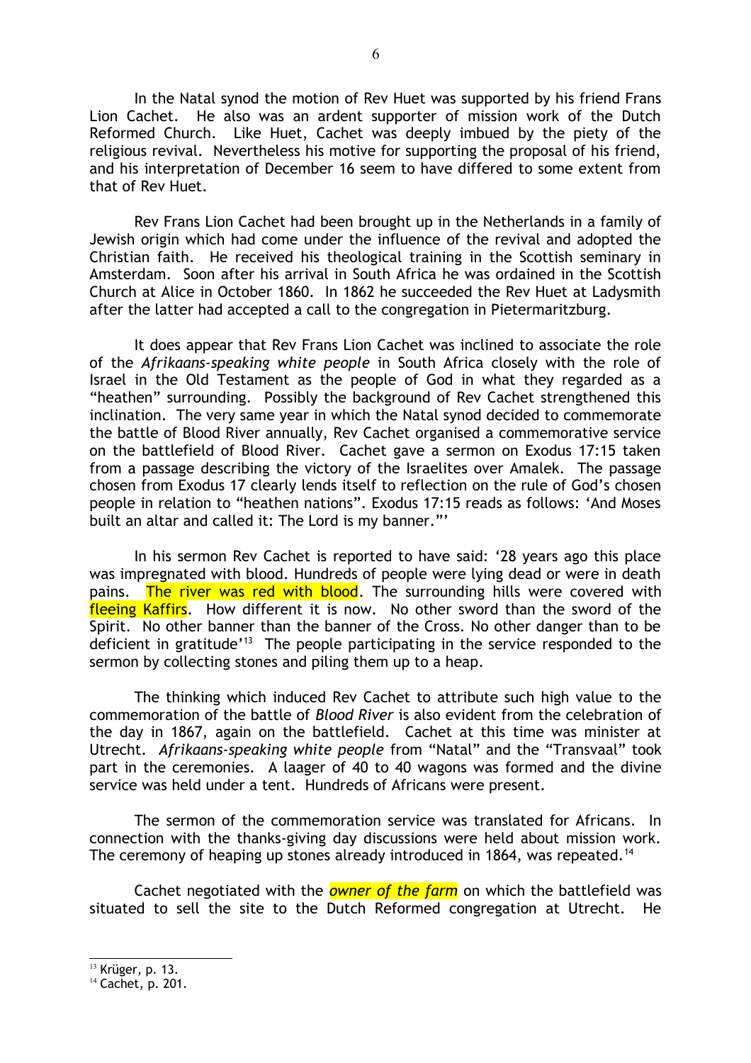In the Natal synod the motion of Rev Huet was supported by his friend Frans Lion Cachet. He also was an ardent supporter of mission work of the Dutch Reformed Church. Like Huet, Cachet was deeply imbued by the piety of the religious revival. Nevertheless his motive for supporting the proposal of his friend, and his interpretation of December 16 seem to have differed to some extent from that of Rev Huet.

Rev Frans Lion Cachet had been brought up in the Netherlands in a family of Jewish origin which had come under the influence of the revival and adopted the Christian faith. He received his theological training in the Scottish seminary in Amsterdam. Soon after his arrival in South Africa he was ordained in the Scottish Church at Alice in October 1860. In 1862 he succeeded the Rev Huet at Ladysmith after the latter had accepted a call to the congregation in Pietermaritzburg.

It does appear that Rev Frans Lion Cachet was inclined to associate the role of the *Afrikaans-speaking white people* in South Africa closely with the role of Israel in the Old Testament as the people of God in what they regarded as a "heathen" surrounding. Possibly the background of Rev Cachet strengthened this inclination. The very same year in which the Natal synod decided to commemorate the battle of Blood River annually, Rev Cachet organised a commemorative service on the battlefield of Blood River. Cachet gave a sermon on Exodus 17:15 taken from a passage describing the victory of the Israelites over Amalek. The passage chosen from Exodus 17 clearly lends itself to reflection on the rule of God's chosen people in relation to "heathen nations". Exodus 17:15 reads as follows: 'And Moses built an altar and called it: The Lord is my banner."'

In his sermon Rev Cachet is reported to have said: '28 years ago this place was impregnated with blood. Hundreds of people were lying dead or were in death pains. The river was red with blood. The surrounding hills were covered with fleeing Kaffirs. How different it is now. No other sword than the sword of the Spirit. No other banner than the banner of the Cross. No other danger than to be deficient in gratitude'[13] The people participating in the service responded to the sermon by collecting stones and piling them up to a heap.

The thinking which induced Rev Cachet to attribute such high value to the commemoration of the battle of *Blood River* is also evident from the celebration of the day in 1867, again on the battlefield. Cachet at this time was minister at Utrecht. *Afrikaans-speaking white people* from "Natal" and the "Transvaal" took part in the ceremonies. A laager of 40 to 40 wagons was formed and the divine service was held under a tent. Hundreds of Africans were present.

The sermon of the commemoration service was translated for Africans. In connection with the thanks-giving day discussions were held about mission work. The ceremony of heaping up stones already introduced in 1864, was repeated.[14]

Cachet negotiated with the *owner of the farm* on which the battlefield was situated to sell the site to the Dutch Reformed congregation at Utrecht. He

---

[13] Krüger, p. 13.

[14] Cachet, p. 201.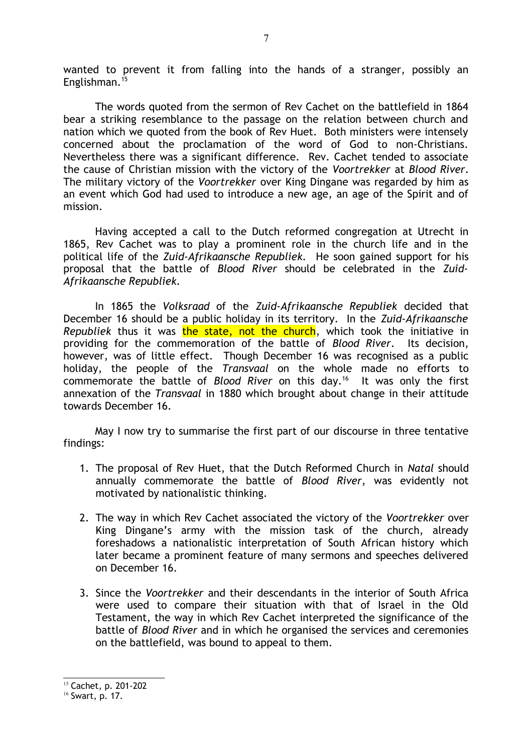wanted to prevent it from falling into the hands of a stranger, possibly an Englishman.[15]

The words quoted from the sermon of Rev Cachet on the battlefield in 1864 bear a striking resemblance to the passage on the relation between church and nation which we quoted from the book of Rev Huet. Both ministers were intensely concerned about the proclamation of the word of God to non-Christians. Nevertheless there was a significant difference. Rev. Cachet tended to associate the cause of Christian mission with the victory of the *Voortrekker* at *Blood River*. The military victory of the *Voortrekker* over King Dingane was regarded by him as an event which God had used to introduce a new age, an age of the Spirit and of mission.

Having accepted a call to the Dutch reformed congregation at Utrecht in 1865, Rev Cachet was to play a prominent role in the church life and in the political life of the *Zuid-Afrikaansche Republiek*. He soon gained support for his proposal that the battle of *Blood River* should be celebrated in the *Zuid-Afrikaansche Republiek*.

In 1865 the *Volksraad* of the *Zuid-Afrikaansche Republiek* decided that December 16 should be a public holiday in its territory. In the *Zuid-Afrikaansche Republiek* thus it was the state, not the church, which took the initiative in providing for the commemoration of the battle of *Blood River*. Its decision, however, was of little effect. Though December 16 was recognised as a public holiday, the people of the *Transvaal* on the whole made no efforts to commemorate the battle of *Blood River* on this day.[16] It was only the first annexation of the *Transvaal* in 1880 which brought about change in their attitude towards December 16.

May I now try to summarise the first part of our discourse in three tentative findings:

1. The proposal of Rev Huet, that the Dutch Reformed Church in *Natal* should annually commemorate the battle of *Blood River*, was evidently not motivated by nationalistic thinking.

2. The way in which Rev Cachet associated the victory of the *Voortrekker* over King Dingane's army with the mission task of the church, already foreshadows a nationalistic interpretation of South African history which later became a prominent feature of many sermons and speeches delivered on December 16.

3. Since the *Voortrekker* and their descendants in the interior of South Africa were used to compare their situation with that of Israel in the Old Testament, the way in which Rev Cachet interpreted the significance of the battle of *Blood River* and in which he organised the services and ceremonies on the battlefield, was bound to appeal to them.

---

[15] Cachet, p. 201-202

[16] Swart, p. 17.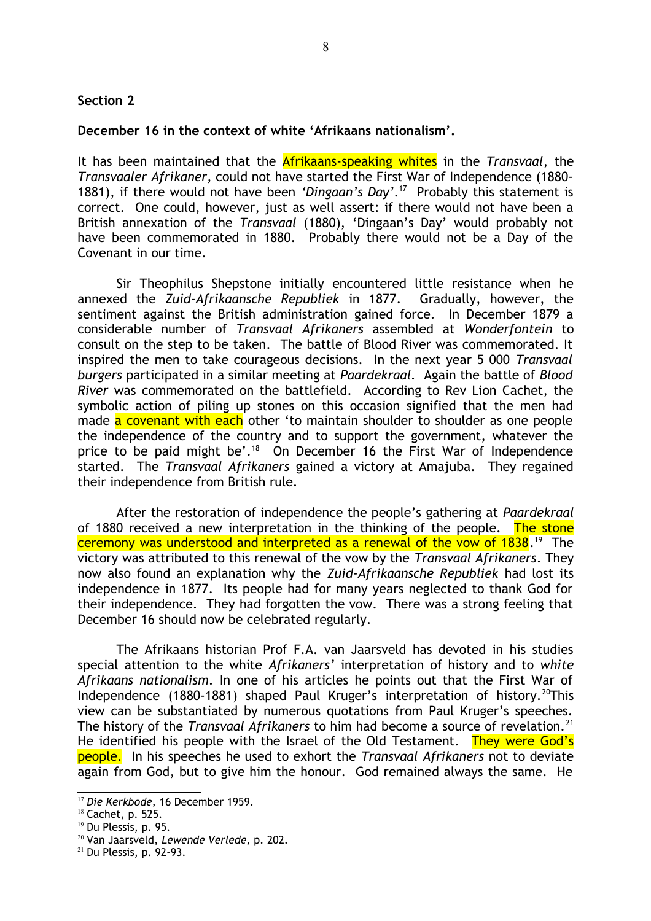**Section 2**

**December 16 in the context of white 'Afrikaans nationalism'.**

It has been maintained that the Afrikaans-speaking whites in the *Transvaal*, the *Transvaaler Afrikaner,* could not have started the First War of Independence (1880-1881), if there would not have been *'Dingaan's Day'*.[17] Probably this statement is correct. One could, however, just as well assert: if there would not have been a British annexation of the *Transvaal* (1880), 'Dingaan's Day' would probably not have been commemorated in 1880. Probably there would not be a Day of the Covenant in our time.

Sir Theophilus Shepstone initially encountered little resistance when he annexed the *Zuid-Afrikaansche Republiek* in 1877. Gradually, however, the sentiment against the British administration gained force. In December 1879 a considerable number of *Transvaal Afrikaners* assembled at *Wonderfontein* to consult on the step to be taken. The battle of Blood River was commemorated. It inspired the men to take courageous decisions. In the next year 5 000 *Transvaal burgers* participated in a similar meeting at *Paardekraal*. Again the battle of *Blood River* was commemorated on the battlefield. According to Rev Lion Cachet, the symbolic action of piling up stones on this occasion signified that the men had made a covenant with each other 'to maintain shoulder to shoulder as one people the independence of the country and to support the government, whatever the price to be paid might be'.[18] On December 16 the First War of Independence started. The *Transvaal Afrikaners* gained a victory at Amajuba. They regained their independence from British rule.

After the restoration of independence the people's gathering at *Paardekraal* of 1880 received a new interpretation in the thinking of the people. The stone ceremony was understood and interpreted as a renewal of the vow of 1838.[19] The victory was attributed to this renewal of the vow by the *Transvaal Afrikaners*. They now also found an explanation why the *Zuid-Afrikaansche Republiek* had lost its independence in 1877. Its people had for many years neglected to thank God for their independence. They had forgotten the vow. There was a strong feeling that December 16 should now be celebrated regularly.

The Afrikaans historian Prof F.A. van Jaarsveld has devoted in his studies special attention to the white *Afrikaners'* interpretation of history and to *white Afrikaans nationalism*. In one of his articles he points out that the First War of Independence (1880-1881) shaped Paul Kruger's interpretation of history.[20]This view can be substantiated by numerous quotations from Paul Kruger's speeches. The history of the *Transvaal Afrikaners* to him had become a source of revelation.[21] He identified his people with the Israel of the Old Testament. They were God's people. In his speeches he used to exhort the *Transvaal Afrikaners* not to deviate again from God, but to give him the honour. God remained always the same. He

---

[17] *Die Kerkbode,* 16 December 1959.

[18] Cachet, p. 525.

[19] Du Plessis, p. 95.

[20] Van Jaarsveld, *Lewende Verlede,* p. 202.

[21] Du Plessis, p. 92-93.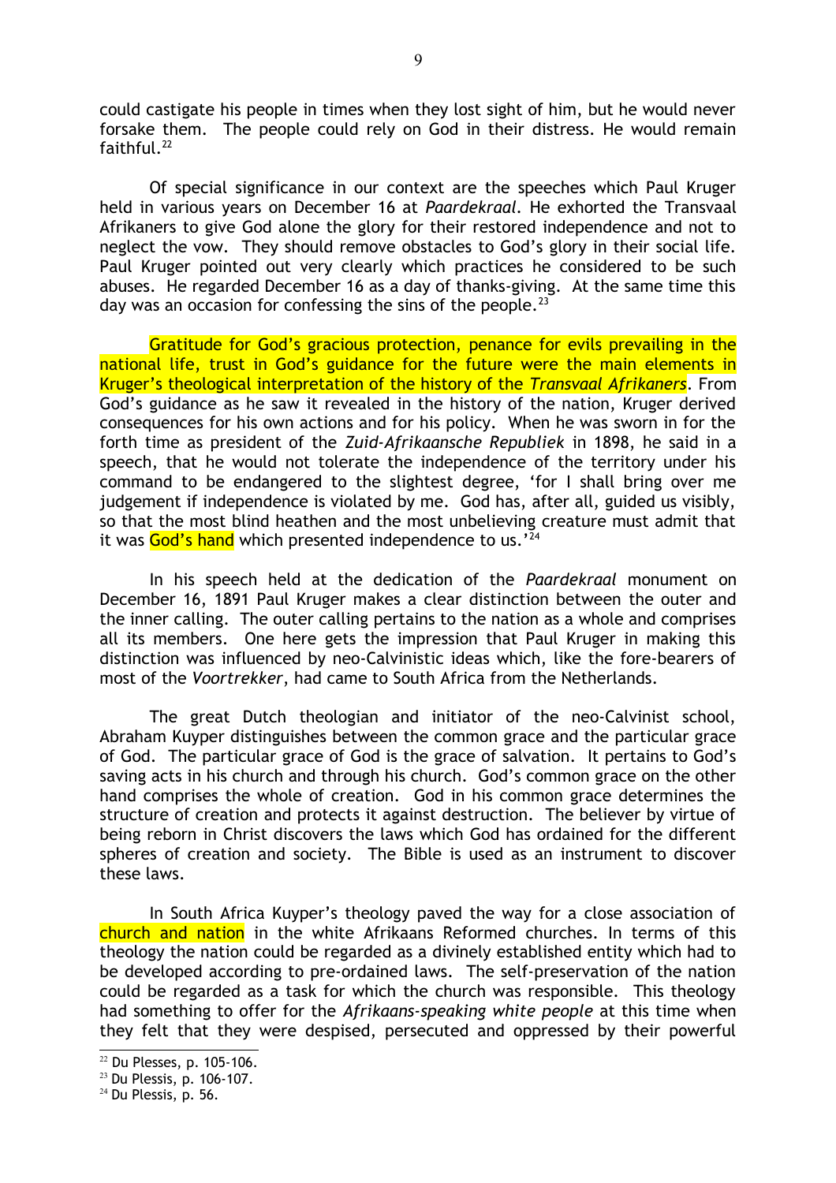could castigate his people in times when they lost sight of him, but he would never forsake them. The people could rely on God in their distress. He would remain faithful.[22]

Of special significance in our context are the speeches which Paul Kruger held in various years on December 16 at *Paardekraal*. He exhorted the Transvaal Afrikaners to give God alone the glory for their restored independence and not to neglect the vow. They should remove obstacles to God's glory in their social life. Paul Kruger pointed out very clearly which practices he considered to be such abuses. He regarded December 16 as a day of thanks-giving. At the same time this day was an occasion for confessing the sins of the people.[23]

Gratitude for God's gracious protection, penance for evils prevailing in the national life, trust in God's guidance for the future were the main elements in Kruger's theological interpretation of the history of the *Transvaal Afrikaners*. From God's guidance as he saw it revealed in the history of the nation, Kruger derived consequences for his own actions and for his policy. When he was sworn in for the forth time as president of the *Zuid-Afrikaansche Republiek* in 1898, he said in a speech, that he would not tolerate the independence of the territory under his command to be endangered to the slightest degree, 'for I shall bring over me judgement if independence is violated by me. God has, after all, guided us visibly, so that the most blind heathen and the most unbelieving creature must admit that it was God's hand which presented independence to us.'[24]

In his speech held at the dedication of the *Paardekraal* monument on December 16, 1891 Paul Kruger makes a clear distinction between the outer and the inner calling. The outer calling pertains to the nation as a whole and comprises all its members. One here gets the impression that Paul Kruger in making this distinction was influenced by neo-Calvinistic ideas which, like the fore-bearers of most of the *Voortrekker*, had came to South Africa from the Netherlands.

The great Dutch theologian and initiator of the neo-Calvinist school, Abraham Kuyper distinguishes between the common grace and the particular grace of God. The particular grace of God is the grace of salvation. It pertains to God's saving acts in his church and through his church. God's common grace on the other hand comprises the whole of creation. God in his common grace determines the structure of creation and protects it against destruction. The believer by virtue of being reborn in Christ discovers the laws which God has ordained for the different spheres of creation and society. The Bible is used as an instrument to discover these laws.

In South Africa Kuyper's theology paved the way for a close association of church and nation in the white Afrikaans Reformed churches. In terms of this theology the nation could be regarded as a divinely established entity which had to be developed according to pre-ordained laws. The self-preservation of the nation could be regarded as a task for which the church was responsible. This theology had something to offer for the *Afrikaans-speaking white people* at this time when they felt that they were despised, persecuted and oppressed by their powerful

[22] Du Plesses, p. 105-106.
[23] Du Plessis, p. 106-107.
[24] Du Plessis, p. 56.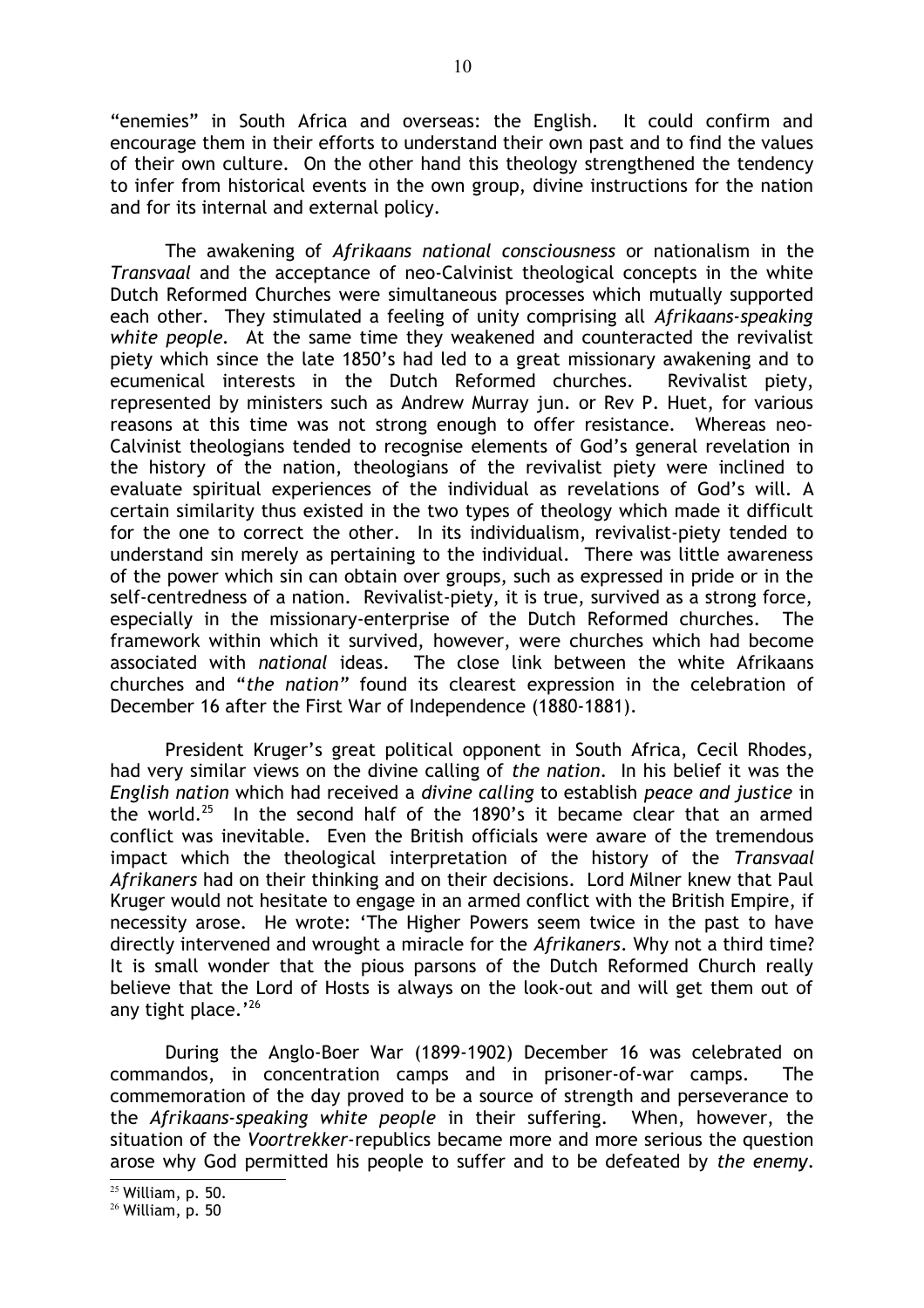"enemies" in South Africa and overseas: the English. It could confirm and encourage them in their efforts to understand their own past and to find the values of their own culture. On the other hand this theology strengthened the tendency to infer from historical events in the own group, divine instructions for the nation and for its internal and external policy.

The awakening of *Afrikaans national consciousness* or nationalism in the *Transvaal* and the acceptance of neo-Calvinist theological concepts in the white Dutch Reformed Churches were simultaneous processes which mutually supported each other. They stimulated a feeling of unity comprising all *Afrikaans-speaking white people*. At the same time they weakened and counteracted the revivalist piety which since the late 1850's had led to a great missionary awakening and to ecumenical interests in the Dutch Reformed churches. Revivalist piety, represented by ministers such as Andrew Murray jun. or Rev P. Huet, for various reasons at this time was not strong enough to offer resistance. Whereas neo-Calvinist theologians tended to recognise elements of God's general revelation in the history of the nation, theologians of the revivalist piety were inclined to evaluate spiritual experiences of the individual as revelations of God's will. A certain similarity thus existed in the two types of theology which made it difficult for the one to correct the other. In its individualism, revivalist-piety tended to understand sin merely as pertaining to the individual. There was little awareness of the power which sin can obtain over groups, such as expressed in pride or in the self-centredness of a nation. Revivalist-piety, it is true, survived as a strong force, especially in the missionary-enterprise of the Dutch Reformed churches. The framework within which it survived, however, were churches which had become associated with *national* ideas. The close link between the white Afrikaans churches and "*the nation*" found its clearest expression in the celebration of December 16 after the First War of Independence (1880-1881).

President Kruger's great political opponent in South Africa, Cecil Rhodes, had very similar views on the divine calling of *the nation*. In his belief it was the *English nation* which had received a *divine calling* to establish *peace and justice* in the world.[25] In the second half of the 1890's it became clear that an armed conflict was inevitable. Even the British officials were aware of the tremendous impact which the theological interpretation of the history of the *Transvaal Afrikaners* had on their thinking and on their decisions. Lord Milner knew that Paul Kruger would not hesitate to engage in an armed conflict with the British Empire, if necessity arose. He wrote: 'The Higher Powers seem twice in the past to have directly intervened and wrought a miracle for the *Afrikaners*. Why not a third time? It is small wonder that the pious parsons of the Dutch Reformed Church really believe that the Lord of Hosts is always on the look-out and will get them out of any tight place.'[26]

During the Anglo-Boer War (1899-1902) December 16 was celebrated on commandos, in concentration camps and in prisoner-of-war camps. The commemoration of the day proved to be a source of strength and perseverance to the *Afrikaans-speaking white people* in their suffering. When, however, the situation of the *Voortrekker*-republics became more and more serious the question arose why God permitted his people to suffer and to be defeated by *the enemy*.

---

[25] William, p. 50.

[26] William, p. 50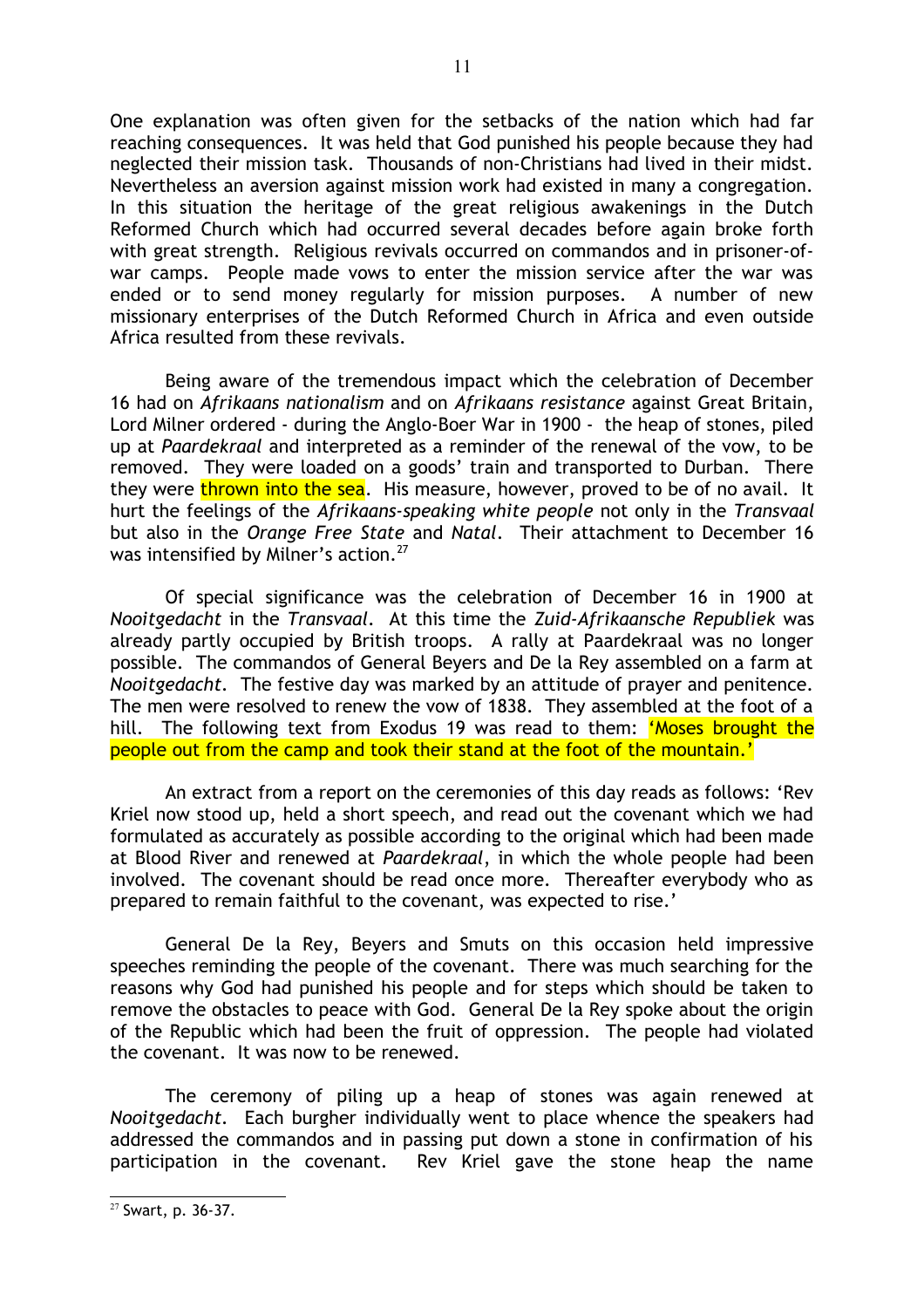One explanation was often given for the setbacks of the nation which had far reaching consequences. It was held that God punished his people because they had neglected their mission task. Thousands of non-Christians had lived in their midst. Nevertheless an aversion against mission work had existed in many a congregation. In this situation the heritage of the great religious awakenings in the Dutch Reformed Church which had occurred several decades before again broke forth with great strength. Religious revivals occurred on commandos and in prisoner-of-war camps. People made vows to enter the mission service after the war was ended or to send money regularly for mission purposes. A number of new missionary enterprises of the Dutch Reformed Church in Africa and even outside Africa resulted from these revivals.

Being aware of the tremendous impact which the celebration of December 16 had on *Afrikaans nationalism* and on *Afrikaans resistance* against Great Britain, Lord Milner ordered - during the Anglo-Boer War in 1900 - the heap of stones, piled up at *Paardekraal* and interpreted as a reminder of the renewal of the vow, to be removed. They were loaded on a goods' train and transported to Durban. There they were thrown into the sea. His measure, however, proved to be of no avail. It hurt the feelings of the *Afrikaans-speaking white people* not only in the *Transvaal* but also in the *Orange Free State* and *Natal*. Their attachment to December 16 was intensified by Milner's action.[27]

Of special significance was the celebration of December 16 in 1900 at *Nooitgedacht* in the *Transvaal*. At this time the *Zuid-Afrikaansche Republiek* was already partly occupied by British troops. A rally at Paardekraal was no longer possible. The commandos of General Beyers and De la Rey assembled on a farm at *Nooitgedacht*. The festive day was marked by an attitude of prayer and penitence. The men were resolved to renew the vow of 1838. They assembled at the foot of a hill. The following text from Exodus 19 was read to them: 'Moses brought the people out from the camp and took their stand at the foot of the mountain.'

An extract from a report on the ceremonies of this day reads as follows: 'Rev Kriel now stood up, held a short speech, and read out the covenant which we had formulated as accurately as possible according to the original which had been made at Blood River and renewed at *Paardekraal*, in which the whole people had been involved. The covenant should be read once more. Thereafter everybody who as prepared to remain faithful to the covenant, was expected to rise.'

General De la Rey, Beyers and Smuts on this occasion held impressive speeches reminding the people of the covenant. There was much searching for the reasons why God had punished his people and for steps which should be taken to remove the obstacles to peace with God. General De la Rey spoke about the origin of the Republic which had been the fruit of oppression. The people had violated the covenant. It was now to be renewed.

The ceremony of piling up a heap of stones was again renewed at *Nooitgedacht*. Each burgher individually went to place whence the speakers had addressed the commandos and in passing put down a stone in confirmation of his participation in the covenant. Rev Kriel gave the stone heap the name

---

[27] Swart, p. 36-37.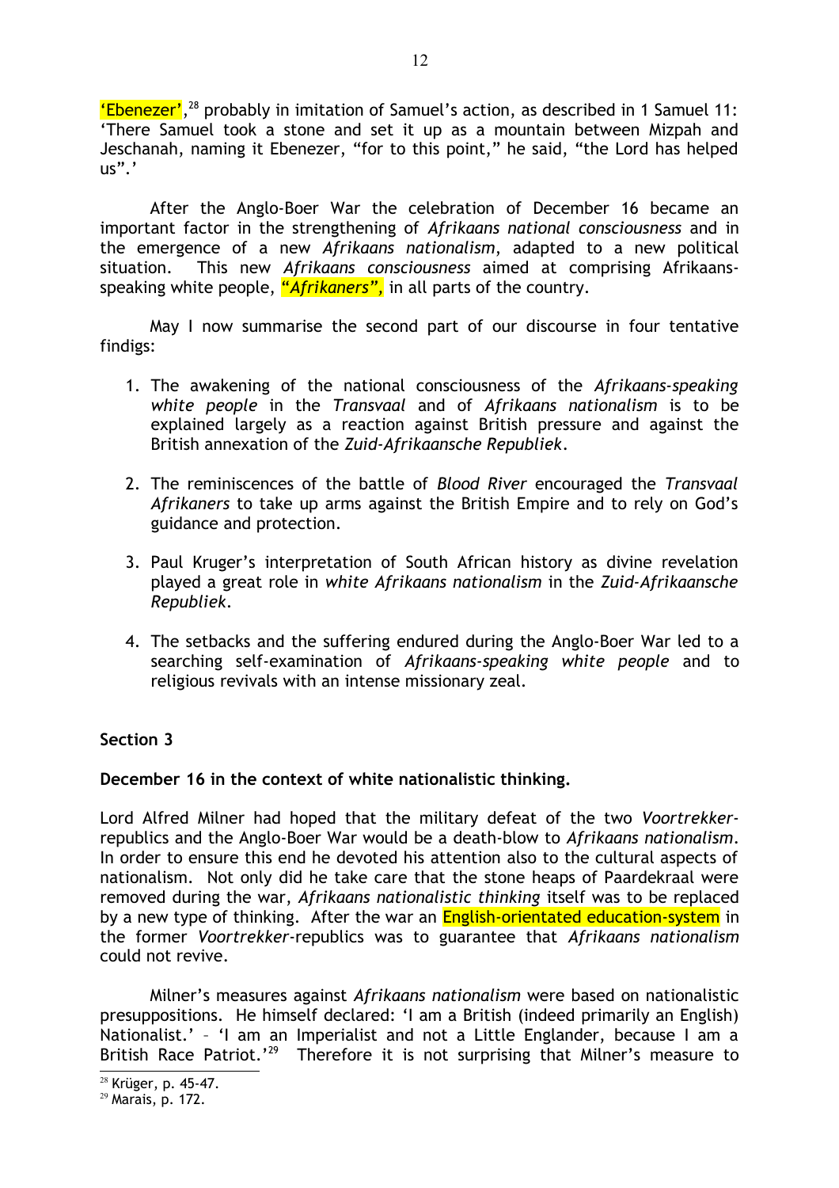'Ebenezer',[28] probably in imitation of Samuel's action, as described in 1 Samuel 11: 'There Samuel took a stone and set it up as a mountain between Mizpah and Jeschanah, naming it Ebenezer, "for to this point," he said, "the Lord has helped us".'

After the Anglo-Boer War the celebration of December 16 became an important factor in the strengthening of *Afrikaans national consciousness* and in the emergence of a new *Afrikaans nationalism*, adapted to a new political situation. This new *Afrikaans consciousness* aimed at comprising Afrikaans-speaking white people, *"Afrikaners"*, in all parts of the country.

May I now summarise the second part of our discourse in four tentative findigs:

1. The awakening of the national consciousness of the *Afrikaans-speaking white people* in the *Transvaal* and of *Afrikaans nationalism* is to be explained largely as a reaction against British pressure and against the British annexation of the *Zuid-Afrikaansche Republiek*.

2. The reminiscences of the battle of *Blood River* encouraged the *Transvaal Afrikaners* to take up arms against the British Empire and to rely on God's guidance and protection.

3. Paul Kruger's interpretation of South African history as divine revelation played a great role in *white Afrikaans nationalism* in the *Zuid-Afrikaansche Republiek*.

4. The setbacks and the suffering endured during the Anglo-Boer War led to a searching self-examination of *Afrikaans-speaking white people* and to religious revivals with an intense missionary zeal.

**Section 3**

**December 16 in the context of white nationalistic thinking.**

Lord Alfred Milner had hoped that the military defeat of the two *Voortrekker*-republics and the Anglo-Boer War would be a death-blow to *Afrikaans nationalism*. In order to ensure this end he devoted his attention also to the cultural aspects of nationalism. Not only did he take care that the stone heaps of Paardekraal were removed during the war, *Afrikaans nationalistic thinking* itself was to be replaced by a new type of thinking. After the war an English-orientated education-system in the former *Voortrekker*-republics was to guarantee that *Afrikaans nationalism* could not revive.

Milner's measures against *Afrikaans nationalism* were based on nationalistic presuppositions. He himself declared: 'I am a British (indeed primarily an English) Nationalist.' – 'I am an Imperialist and not a Little Englander, because I am a British Race Patriot.'[29] Therefore it is not surprising that Milner's measure to

[28] Krüger, p. 45-47.

[29] Marais, p. 172.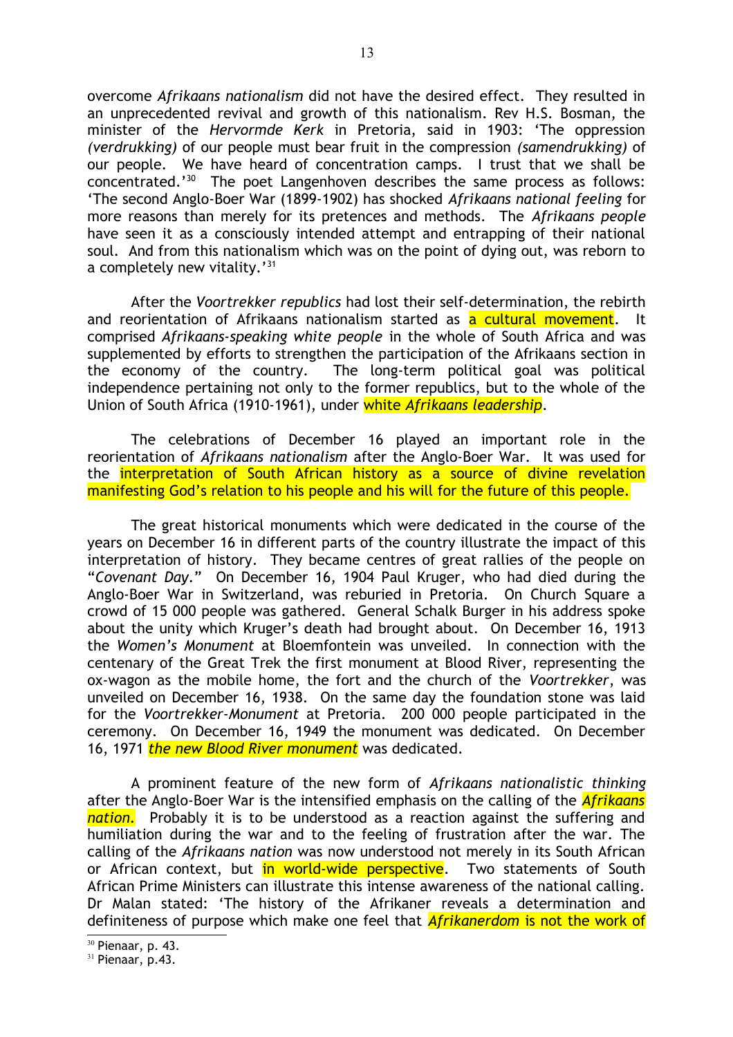overcome *Afrikaans nationalism* did not have the desired effect. They resulted in an unprecedented revival and growth of this nationalism. Rev H.S. Bosman, the minister of the *Hervormde Kerk* in Pretoria, said in 1903: 'The oppression *(verdrukking)* of our people must bear fruit in the compression *(samendrukking)* of our people. We have heard of concentration camps. I trust that we shall be concentrated.'[30] The poet Langenhoven describes the same process as follows: 'The second Anglo-Boer War (1899-1902) has shocked *Afrikaans national feeling* for more reasons than merely for its pretences and methods. The *Afrikaans people* have seen it as a consciously intended attempt and entrapping of their national soul. And from this nationalism which was on the point of dying out, was reborn to a completely new vitality.'[31]

After the *Voortrekker republics* had lost their self-determination, the rebirth and reorientation of Afrikaans nationalism started as a cultural movement. It comprised *Afrikaans-speaking white people* in the whole of South Africa and was supplemented by efforts to strengthen the participation of the Afrikaans section in the economy of the country. The long-term political goal was political independence pertaining not only to the former republics, but to the whole of the Union of South Africa (1910-1961), under white *Afrikaans leadership*.

The celebrations of December 16 played an important role in the reorientation of *Afrikaans nationalism* after the Anglo-Boer War. It was used for the interpretation of South African history as a source of divine revelation manifesting God's relation to his people and his will for the future of this people.

The great historical monuments which were dedicated in the course of the years on December 16 in different parts of the country illustrate the impact of this interpretation of history. They became centres of great rallies of the people on "*Covenant Day*." On December 16, 1904 Paul Kruger, who had died during the Anglo-Boer War in Switzerland, was reburied in Pretoria. On Church Square a crowd of 15 000 people was gathered. General Schalk Burger in his address spoke about the unity which Kruger's death had brought about. On December 16, 1913 the *Women's Monument* at Bloemfontein was unveiled. In connection with the centenary of the Great Trek the first monument at Blood River, representing the ox-wagon as the mobile home, the fort and the church of the *Voortrekker*, was unveiled on December 16, 1938. On the same day the foundation stone was laid for the *Voortrekker-Monument* at Pretoria. 200 000 people participated in the ceremony. On December 16, 1949 the monument was dedicated. On December 16, 1971 *the new Blood River monument* was dedicated.

A prominent feature of the new form of *Afrikaans nationalistic thinking* after the Anglo-Boer War is the intensified emphasis on the calling of the *Afrikaans nation*. Probably it is to be understood as a reaction against the suffering and humiliation during the war and to the feeling of frustration after the war. The calling of the *Afrikaans nation* was now understood not merely in its South African or African context, but in world-wide perspective. Two statements of South African Prime Ministers can illustrate this intense awareness of the national calling. Dr Malan stated: 'The history of the Afrikaner reveals a determination and definiteness of purpose which make one feel that *Afrikanerdom* is not the work of

[30] Pienaar, p. 43.

[31] Pienaar, p.43.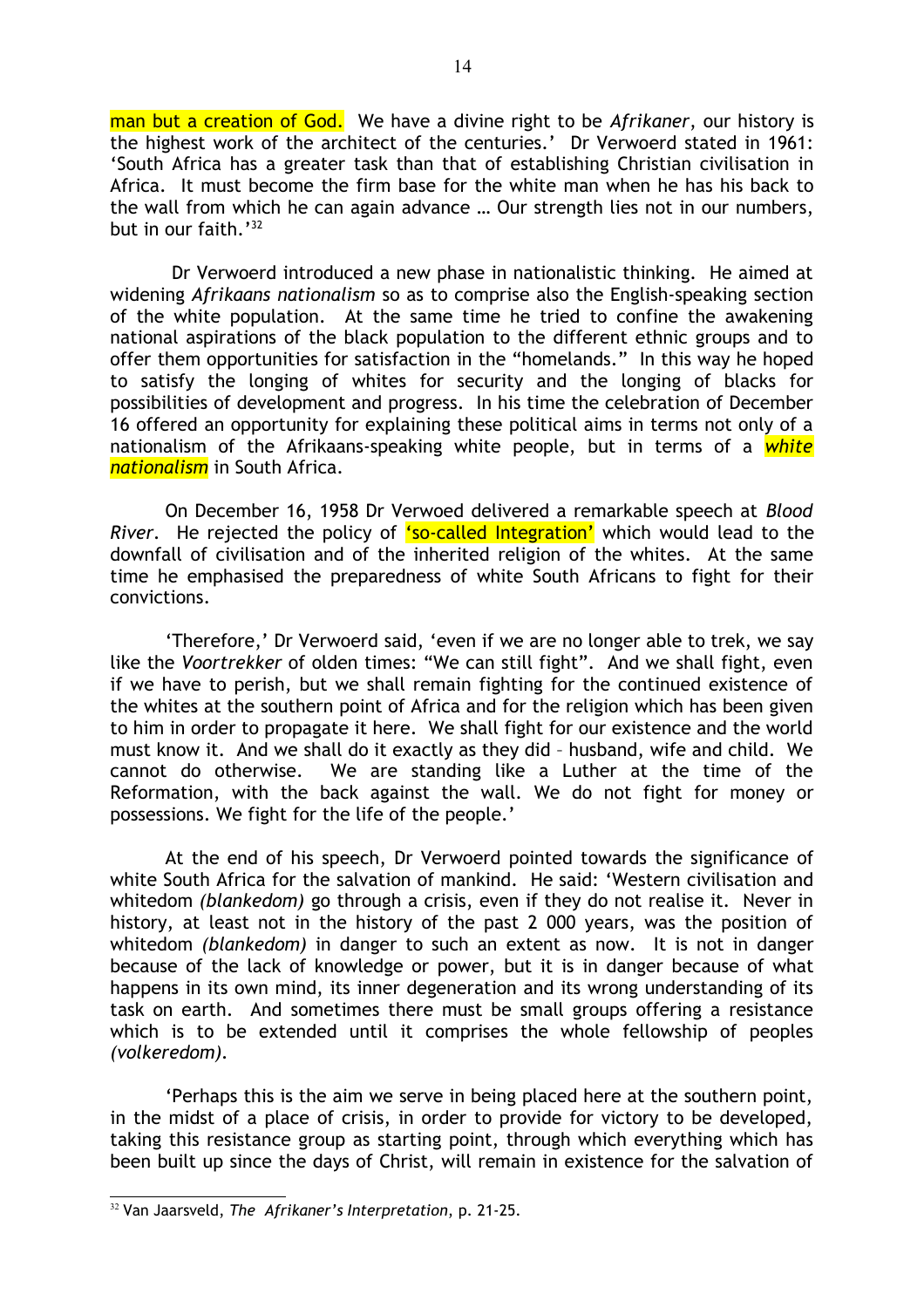man but a creation of God. We have a divine right to be *Afrikaner*, our history is the highest work of the architect of the centuries.' Dr Verwoerd stated in 1961: 'South Africa has a greater task than that of establishing Christian civilisation in Africa. It must become the firm base for the white man when he has his back to the wall from which he can again advance … Our strength lies not in our numbers, but in our faith.'[32]

Dr Verwoerd introduced a new phase in nationalistic thinking. He aimed at widening *Afrikaans nationalism* so as to comprise also the English-speaking section of the white population. At the same time he tried to confine the awakening national aspirations of the black population to the different ethnic groups and to offer them opportunities for satisfaction in the "homelands." In this way he hoped to satisfy the longing of whites for security and the longing of blacks for possibilities of development and progress. In his time the celebration of December 16 offered an opportunity for explaining these political aims in terms not only of a nationalism of the Afrikaans-speaking white people, but in terms of a ***white nationalism*** in South Africa.

On December 16, 1958 Dr Verwoed delivered a remarkable speech at *Blood River*. He rejected the policy of 'so-called Integration' which would lead to the downfall of civilisation and of the inherited religion of the whites. At the same time he emphasised the preparedness of white South Africans to fight for their convictions.

'Therefore,' Dr Verwoerd said, 'even if we are no longer able to trek, we say like the *Voortrekker* of olden times: "We can still fight". And we shall fight, even if we have to perish, but we shall remain fighting for the continued existence of the whites at the southern point of Africa and for the religion which has been given to him in order to propagate it here. We shall fight for our existence and the world must know it. And we shall do it exactly as they did – husband, wife and child. We cannot do otherwise. We are standing like a Luther at the time of the Reformation, with the back against the wall. We do not fight for money or possessions. We fight for the life of the people.'

At the end of his speech, Dr Verwoerd pointed towards the significance of white South Africa for the salvation of mankind. He said: 'Western civilisation and whitedom *(blankedom)* go through a crisis, even if they do not realise it. Never in history, at least not in the history of the past 2 000 years, was the position of whitedom *(blankedom)* in danger to such an extent as now. It is not in danger because of the lack of knowledge or power, but it is in danger because of what happens in its own mind, its inner degeneration and its wrong understanding of its task on earth. And sometimes there must be small groups offering a resistance which is to be extended until it comprises the whole fellowship of peoples *(volkeredom)*.

'Perhaps this is the aim we serve in being placed here at the southern point, in the midst of a place of crisis, in order to provide for victory to be developed, taking this resistance group as starting point, through which everything which has been built up since the days of Christ, will remain in existence for the salvation of

---

[32] Van Jaarsveld, *The Afrikaner's Interpretation*, p. 21-25.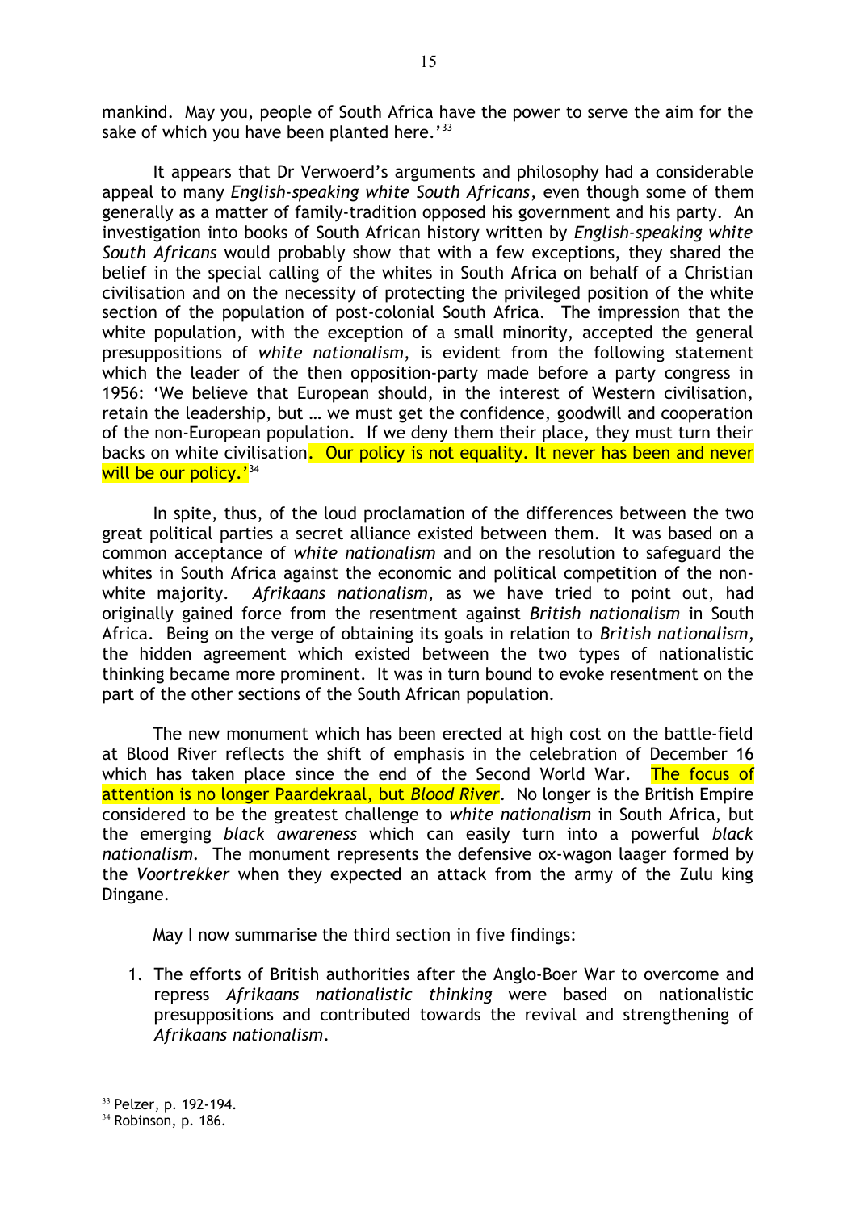mankind. May you, people of South Africa have the power to serve the aim for the sake of which you have been planted here.'[33]

It appears that Dr Verwoerd's arguments and philosophy had a considerable appeal to many *English-speaking white South Africans*, even though some of them generally as a matter of family-tradition opposed his government and his party. An investigation into books of South African history written by *English-speaking white South Africans* would probably show that with a few exceptions, they shared the belief in the special calling of the whites in South Africa on behalf of a Christian civilisation and on the necessity of protecting the privileged position of the white section of the population of post-colonial South Africa. The impression that the white population, with the exception of a small minority, accepted the general presuppositions of *white nationalism,* is evident from the following statement which the leader of the then opposition-party made before a party congress in 1956: 'We believe that European should, in the interest of Western civilisation, retain the leadership, but … we must get the confidence, goodwill and cooperation of the non-European population. If we deny them their place, they must turn their backs on white civilisation. Our policy is not equality. It never has been and never will be our policy.'[34]

In spite, thus, of the loud proclamation of the differences between the two great political parties a secret alliance existed between them. It was based on a common acceptance of *white nationalism* and on the resolution to safeguard the whites in South Africa against the economic and political competition of the non-white majority. *Afrikaans nationalism*, as we have tried to point out, had originally gained force from the resentment against *British nationalism* in South Africa. Being on the verge of obtaining its goals in relation to *British nationalism*, the hidden agreement which existed between the two types of nationalistic thinking became more prominent. It was in turn bound to evoke resentment on the part of the other sections of the South African population.

The new monument which has been erected at high cost on the battle-field at Blood River reflects the shift of emphasis in the celebration of December 16 which has taken place since the end of the Second World War. The focus of attention is no longer Paardekraal, but *Blood River*. No longer is the British Empire considered to be the greatest challenge to *white nationalism* in South Africa, but the emerging *black awareness* which can easily turn into a powerful *black nationalism.* The monument represents the defensive ox-wagon laager formed by the *Voortrekker* when they expected an attack from the army of the Zulu king Dingane.

May I now summarise the third section in five findings:

1. The efforts of British authorities after the Anglo-Boer War to overcome and repress *Afrikaans nationalistic thinking* were based on nationalistic presuppositions and contributed towards the revival and strengthening of *Afrikaans nationalism*.

---

[33] Pelzer, p. 192-194.

[34] Robinson, p. 186.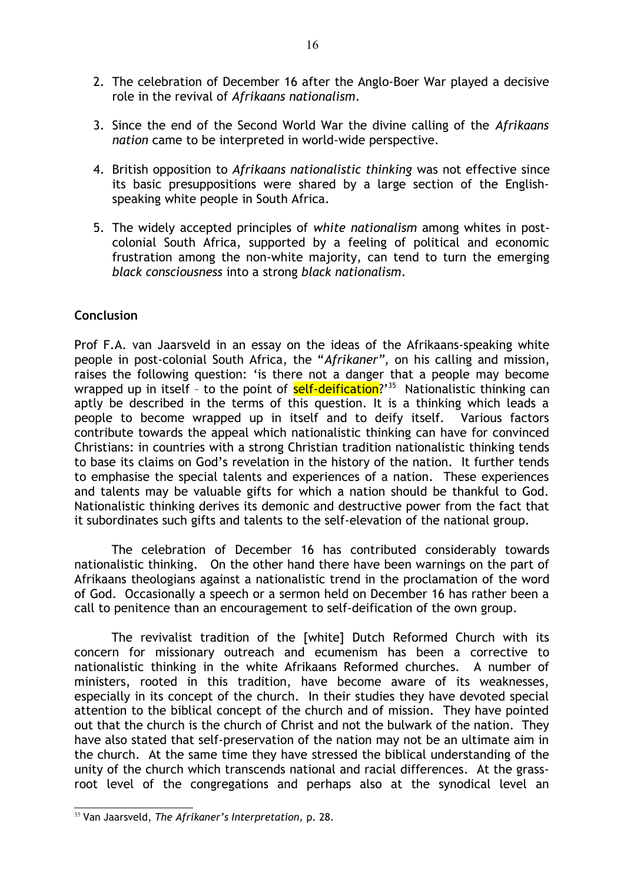2. The celebration of December 16 after the Anglo-Boer War played a decisive role in the revival of *Afrikaans nationalism*.

3. Since the end of the Second World War the divine calling of the *Afrikaans nation* came to be interpreted in world-wide perspective.

4. British opposition to *Afrikaans nationalistic thinking* was not effective since its basic presuppositions were shared by a large section of the English-speaking white people in South Africa.

5. The widely accepted principles of *white nationalism* among whites in post-colonial South Africa, supported by a feeling of political and economic frustration among the non-white majority, can tend to turn the emerging *black consciousness* into a strong *black nationalism*.

**Conclusion**

Prof F.A. van Jaarsveld in an essay on the ideas of the Afrikaans-speaking white people in post-colonial South Africa, the "*Afrikaner*", on his calling and mission, raises the following question: 'is there not a danger that a people may become wrapped up in itself – to the point of self-deification?'[35] Nationalistic thinking can aptly be described in the terms of this question. It is a thinking which leads a people to become wrapped up in itself and to deify itself. Various factors contribute towards the appeal which nationalistic thinking can have for convinced Christians: in countries with a strong Christian tradition nationalistic thinking tends to base its claims on God's revelation in the history of the nation. It further tends to emphasise the special talents and experiences of a nation. These experiences and talents may be valuable gifts for which a nation should be thankful to God. Nationalistic thinking derives its demonic and destructive power from the fact that it subordinates such gifts and talents to the self-elevation of the national group.

The celebration of December 16 has contributed considerably towards nationalistic thinking. On the other hand there have been warnings on the part of Afrikaans theologians against a nationalistic trend in the proclamation of the word of God. Occasionally a speech or a sermon held on December 16 has rather been a call to penitence than an encouragement to self-deification of the own group.

The revivalist tradition of the [white] Dutch Reformed Church with its concern for missionary outreach and ecumenism has been a corrective to nationalistic thinking in the white Afrikaans Reformed churches. A number of ministers, rooted in this tradition, have become aware of its weaknesses, especially in its concept of the church. In their studies they have devoted special attention to the biblical concept of the church and of mission. They have pointed out that the church is the church of Christ and not the bulwark of the nation. They have also stated that self-preservation of the nation may not be an ultimate aim in the church. At the same time they have stressed the biblical understanding of the unity of the church which transcends national and racial differences. At the grass-root level of the congregations and perhaps also at the synodical level an

[35] Van Jaarsveld, *The Afrikaner's Interpretation*, p. 28.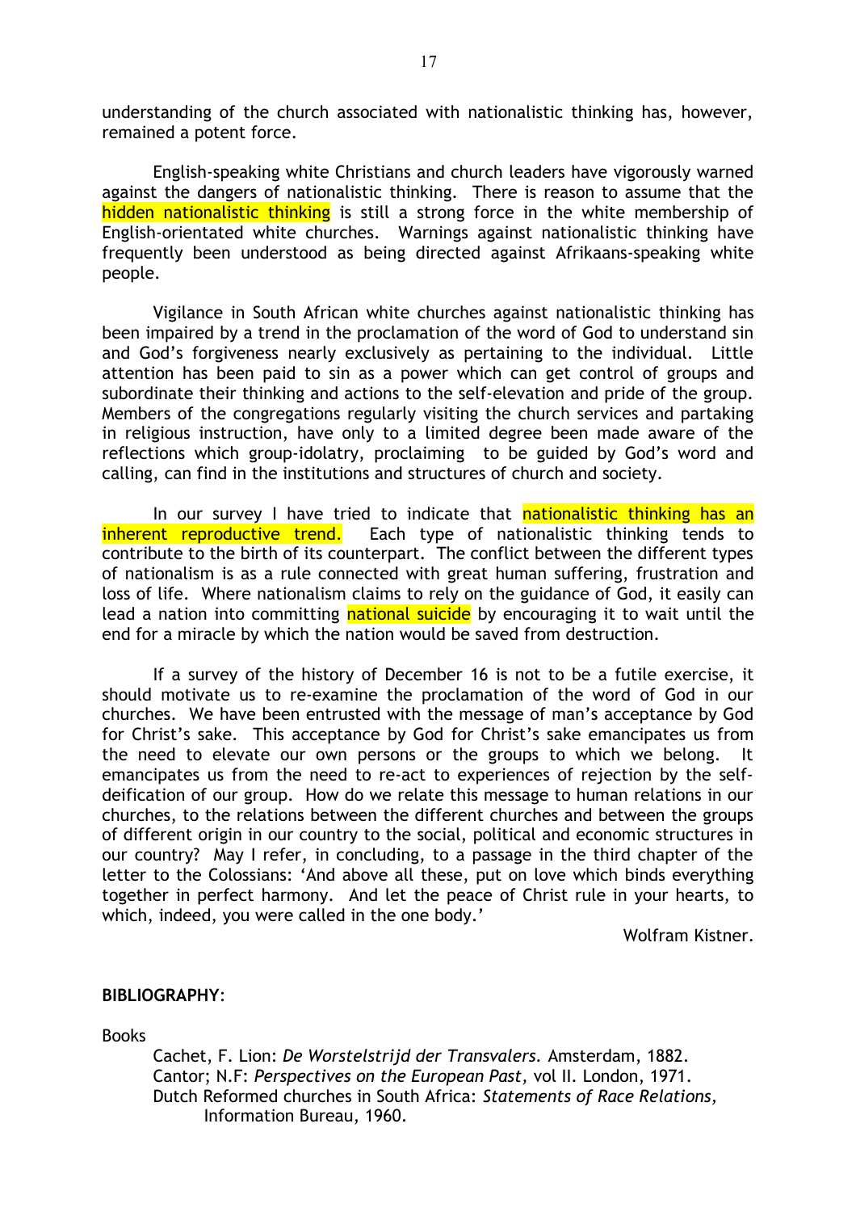understanding of the church associated with nationalistic thinking has, however, remained a potent force.

English-speaking white Christians and church leaders have vigorously warned against the dangers of nationalistic thinking. There is reason to assume that the hidden nationalistic thinking is still a strong force in the white membership of English-orientated white churches. Warnings against nationalistic thinking have frequently been understood as being directed against Afrikaans-speaking white people.

Vigilance in South African white churches against nationalistic thinking has been impaired by a trend in the proclamation of the word of God to understand sin and God's forgiveness nearly exclusively as pertaining to the individual. Little attention has been paid to sin as a power which can get control of groups and subordinate their thinking and actions to the self-elevation and pride of the group. Members of the congregations regularly visiting the church services and partaking in religious instruction, have only to a limited degree been made aware of the reflections which group-idolatry, proclaiming to be guided by God's word and calling, can find in the institutions and structures of church and society.

In our survey I have tried to indicate that nationalistic thinking has an inherent reproductive trend. Each type of nationalistic thinking tends to contribute to the birth of its counterpart. The conflict between the different types of nationalism is as a rule connected with great human suffering, frustration and loss of life. Where nationalism claims to rely on the guidance of God, it easily can lead a nation into committing national suicide by encouraging it to wait until the end for a miracle by which the nation would be saved from destruction.

If a survey of the history of December 16 is not to be a futile exercise, it should motivate us to re-examine the proclamation of the word of God in our churches. We have been entrusted with the message of man's acceptance by God for Christ's sake. This acceptance by God for Christ's sake emancipates us from the need to elevate our own persons or the groups to which we belong. It emancipates us from the need to re-act to experiences of rejection by the self-deification of our group. How do we relate this message to human relations in our churches, to the relations between the different churches and between the groups of different origin in our country to the social, political and economic structures in our country? May I refer, in concluding, to a passage in the third chapter of the letter to the Colossians: 'And above all these, put on love which binds everything together in perfect harmony. And let the peace of Christ rule in your hearts, to which, indeed, you were called in the one body.'

Wolfram Kistner.

**BIBLIOGRAPHY**:

Books

Cachet, F. Lion: *De Worstelstrijd der Transvalers.* Amsterdam, 1882.
Cantor; N.F: *Perspectives on the European Past,* vol II. London, 1971.
Dutch Reformed churches in South Africa: *Statements of Race Relations,* Information Bureau, 1960.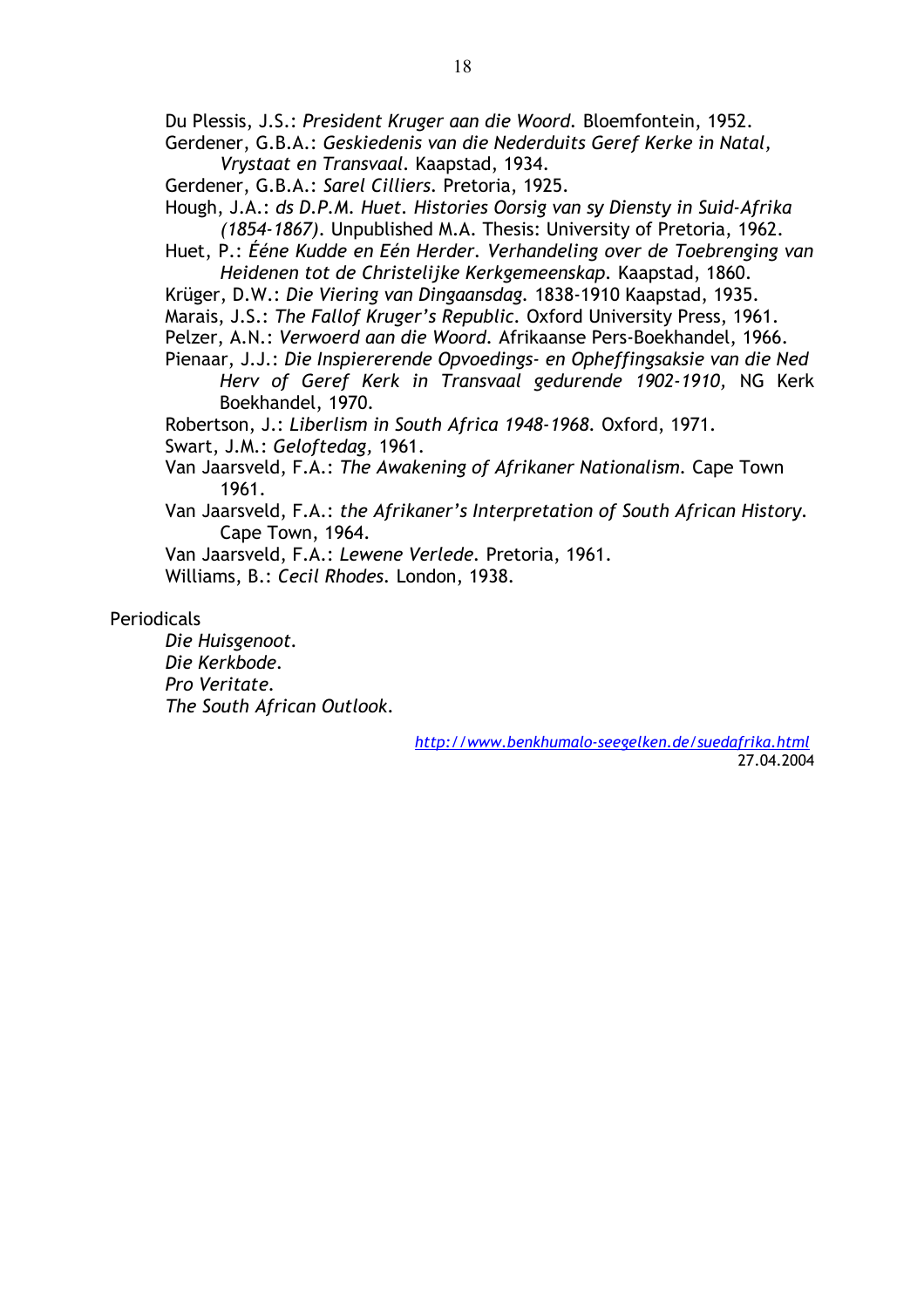Du Plessis, J.S.: *President Kruger aan die Woord.* Bloemfontein, 1952.

Gerdener, G.B.A.: *Geskiedenis van die Nederduits Geref Kerke in Natal, Vrystaat en Transvaal.* Kaapstad, 1934.

Gerdener, G.B.A.: *Sarel Cilliers.* Pretoria, 1925.

Hough, J.A.: *ds D.P.M. Huet. Histories Oorsig van sy Diensty in Suid-Afrika (1854-1867).* Unpublished M.A. Thesis: University of Pretoria, 1962.

Huet, P.: *Éćne Kudde en Eén Herder. Verhandeling over de Toebrenging van Heidenen tot de Christelijke Kerkgemeenskap.* Kaapstad, 1860.

Krüger, D.W.: *Die Viering van Dingaansdag.* 1838-1910 Kaapstad, 1935.

Marais, J.S.: *The Fallof Kruger's Republic.* Oxford University Press, 1961.

Pelzer, A.N.: *Verwoerd aan die Woord.* Afrikaanse Pers-Boekhandel, 1966.

Pienaar, J.J.: *Die Inspiererende Opvoedings- en Opheffingsaksie van die Ned Herv of Geref Kerk in Transvaal gedurende 1902-1910,* NG Kerk Boekhandel, 1970.

Robertson, J.: *Liberlism in South Africa 1948-1968.* Oxford, 1971.

Swart, J.M.: *Geloftedag,* 1961.

Van Jaarsveld, F.A.: *The Awakening of Afrikaner Nationalism.* Cape Town 1961.

Van Jaarsveld, F.A.: *the Afrikaner's Interpretation of South African History.* Cape Town, 1964.

Van Jaarsveld, F.A.: *Lewene Verlede.* Pretoria, 1961.

Williams, B.: *Cecil Rhodes.* London, 1938.

Periodicals

*Die Huisgenoot.*
*Die Kerkbode.*
*Pro Veritate.*
*The South African Outlook.*

*http://www.benkhumalo-seegelken.de/suedafrika.html*
27.04.2004